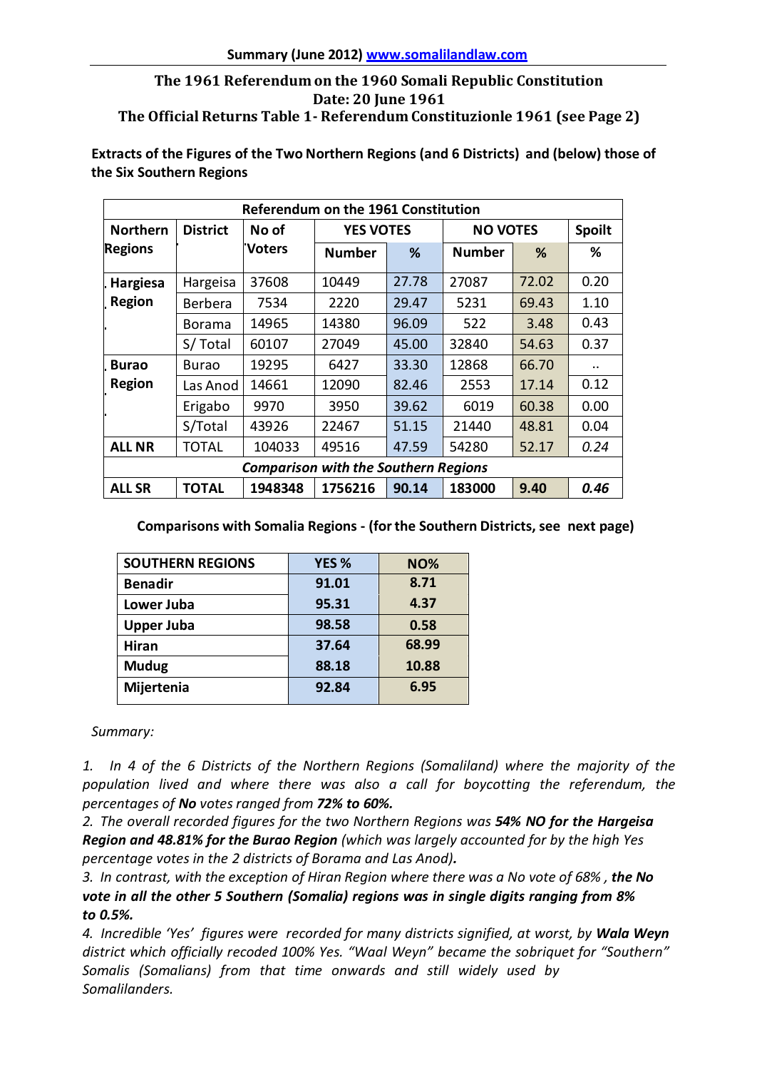**Summary (June 2012) [www.somalilandlaw.com](http://www.somalilandlaw.com)**

## The 1961 Referendum on the 1960 Somali Republic Constitution
## Date: 20 June 1961
## The Official Returns Table 1- Referendum Constituzionle 1961 (see Page 2)

**Extracts of the Figures of the Two Northern Regions (and 6 Districts) and (below) those of the Six Southern Regions**

| Referendum on the 1961 Constitution | | | | | | | |
|---|---|---|---|---|---|---|---|
| **Northern Regions** | **District** | **No of Voters** | **YES VOTES** | | **NO VOTES** | | **Spoilt** |
| | | | **Number** | **%** | **Number** | **%** | **%** |
| **Hargiesa Region** | Hargeisa | 37608 | 10449 | 27.78 | 27087 | 72.02 | 0.20 |
| | Berbera | 7534 | 2220 | 29.47 | 5231 | 69.43 | 1.10 |
| | Borama | 14965 | 14380 | 96.09 | 522 | 3.48 | 0.43 |
| | S/ Total | 60107 | 27049 | 45.00 | 32840 | 54.63 | 0.37 |
| **Burao Region** | Burao | 19295 | 6427 | 33.30 | 12868 | 66.70 | .. |
| | Las Anod | 14661 | 12090 | 82.46 | 2553 | 17.14 | 0.12 |
| | Erigabo | 9970 | 3950 | 39.62 | 6019 | 60.38 | 0.00 |
| | S/Total | 43926 | 22467 | 51.15 | 21440 | 48.81 | 0.04 |
| **ALL NR** | TOTAL | 104033 | 49516 | 47.59 | 54280 | 52.17 | *0.24* |
| ***Comparison with the Southern Regions*** | | | | | | | |
| **ALL SR** | **TOTAL** | **1948348** | **1756216** | **90.14** | **183000** | **9.40** | ***0.46*** |

**Comparisons with Somalia Regions - (for the Southern Districts, see next page)**

| SOUTHERN REGIONS | YES % | NO% |
|---|---|---|
| **Benadir** | **91.01** | **8.71** |
| **Lower Juba** | **95.31** | **4.37** |
| **Upper Juba** | **98.58** | **0.58** |
| **Hiran** | **37.64** | **68.99** |
| **Mudug** | **88.18** | **10.88** |
| **Mijertenia** | **92.84** | **6.95** |

*Summary:*

1. *In 4 of the 6 Districts of the Northern Regions (Somaliland) where the majority of the population lived and where there was also a call for boycotting the referendum, the percentages of **No** votes ranged from **72% to 60%.***
2. *The overall recorded figures for the two Northern Regions was **54% NO for the Hargeisa Region and 48.81% for the Burao Region** (which was largely accounted for by the high Yes percentage votes in the 2 districts of Borama and Las Anod).*
3. *In contrast, with the exception of Hiran Region where there was a No vote of 68% , **the No vote in all the other 5 Southern (Somalia) regions was in single digits ranging from 8% to 0.5%.***
4. *Incredible 'Yes' figures were recorded for many districts signified, at worst, by **Wala Weyn** district which officially recoded 100% Yes. "Waal Weyn" became the sobriquet for "Southern" Somalis (Somalians) from that time onwards and still widely used by Somalilanders.*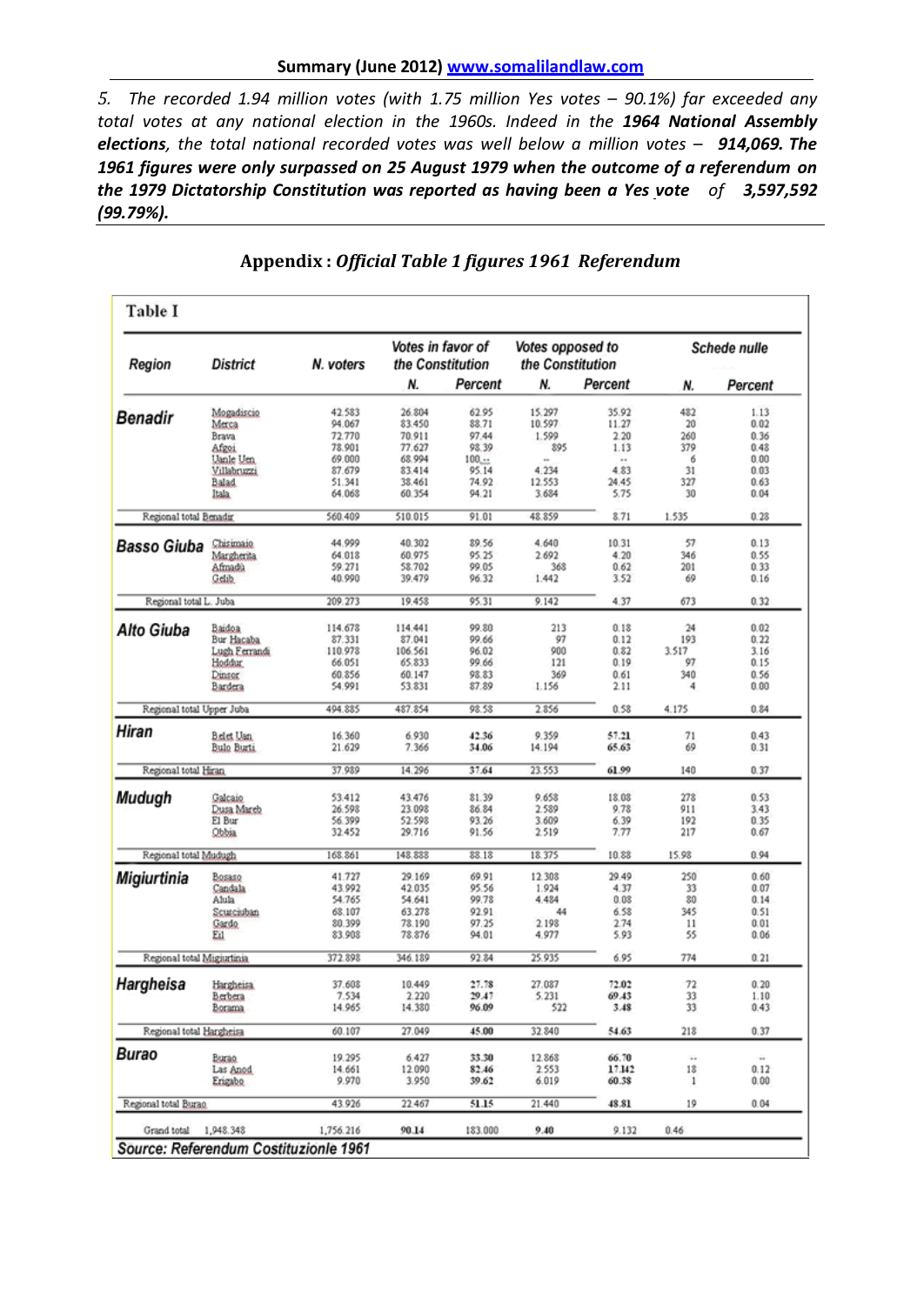*5. The recorded 1.94 million votes (with 1.75 million Yes votes – 90.1%) far exceeded any total votes at any national election in the 1960s. Indeed in the* ***1964 National Assembly elections****, the total national recorded votes was well below a million votes –* ***914,069. The 1961 figures were only surpassed on 25 August 1979 when the outcome of a referendum on the 1979 Dictatorship Constitution was reported as having been a Yes vote*** *of* ***3,597,592 (99.79%).***

## Appendix : *Official Table 1 figures 1961 Referendum*

**Table I**

| Region | District | N. voters | Votes in favor of the Constitution | | Votes opposed to the Constitution | | Schede nulle | |
|---|---|---|---|---|---|---|---|---|
| | | | N. | Percent | N. | Percent | N. | Percent |
| **Benadir** | Mogadiscio | 42.583 | 26.804 | 62.95 | 15.297 | 35.92 | 482 | 1.13 |
| | Merca | 94.067 | 83.450 | 88.71 | 10.597 | 11.27 | 20 | 0.02 |
| | Brava | 72.770 | 70.911 | 97.44 | 1.599 | 2.20 | 260 | 0.36 |
| | Afgoi | 78.901 | 77.627 | 98.39 | 895 | 1.13 | 379 | 0.48 |
| | Uanle Uen | 69.000 | 68.994 | 100.-- | -- | -- | 6 | 0.00 |
| | Villabruzzi | 87.679 | 83.414 | 95.14 | 4.234 | 4.83 | 31 | 0.03 |
| | Balad | 51.341 | 38.461 | 74.92 | 12.553 | 24.45 | 327 | 0.63 |
| | Itala | 64.068 | 60.354 | 94.21 | 3.684 | 5.75 | 30 | 0.04 |
| Regional total Benadir | | 560.409 | 510.015 | 91.01 | 48.859 | 8.71 | 1.535 | 0.28 |
| **Basso Giuba** | Chisimaio | 44.999 | 40.302 | 89.56 | 4.640 | 10.31 | 57 | 0.13 |
| | Margherita | 64.018 | 60.975 | 95.25 | 2.692 | 4.20 | 346 | 0.55 |
| | Afmadù | 59.271 | 58.702 | 99.05 | 368 | 0.62 | 201 | 0.33 |
| | Gelib | 40.990 | 39.479 | 96.32 | 1.442 | 3.52 | 69 | 0.16 |
| Regional total L. Juba | | 209.273 | 19.458 | 95.31 | 9.142 | 4.37 | 673 | 0.32 |
| **Alto Giuba** | Baidoa | 114.678 | 114.441 | 99.80 | 213 | 0.18 | 24 | 0.02 |
| | Bur Hacaba | 87.331 | 87.041 | 99.66 | 97 | 0.12 | 193 | 0.22 |
| | Lugh Ferrandi | 110.978 | 106.561 | 96.02 | 900 | 0.82 | 3.517 | 3.16 |
| | Hoddur | 66.051 | 65.833 | 99.66 | 121 | 0.19 | 97 | 0.15 |
| | Dinsor | 60.856 | 60.147 | 98.83 | 369 | 0.61 | 340 | 0.56 |
| | Bardera | 54.991 | 53.831 | 87.89 | 1.156 | 2.11 | 4 | 0.00 |
| Regional total Upper Juba | | 494.885 | 487.854 | 98.58 | 2.856 | 0.58 | 4.175 | 0.84 |
| **Hiran** | Belet Uen | 16.360 | 6.930 | 42.36 | 9.359 | 57.21 | 71 | 0.43 |
| | Bulo Burti | 21.629 | 7.366 | 34.06 | 14.194 | 65.63 | 69 | 0.31 |
| Regional total Hiran | | 37.989 | 14.296 | 37.64 | 23.553 | 61.99 | 140 | 0.37 |
| **Mudugh** | Galcaio | 53.412 | 43.476 | 81.39 | 9.658 | 18.08 | 278 | 0.53 |
| | Dusa Mareb | 26.598 | 23.098 | 86.84 | 2.589 | 9.78 | 911 | 3.43 |
| | El Bur | 56.399 | 52.598 | 93.26 | 3.609 | 6.39 | 192 | 0.35 |
| | Obbia | 32.452 | 29.716 | 91.56 | 2.519 | 7.77 | 217 | 0.67 |
| Regional total Mudugh | | 168.861 | 148.888 | 88.18 | 18.375 | 10.88 | 15.98 | 0.94 |
| **Migiurtinia** | Bosaso | 41.727 | 29.169 | 69.91 | 12.308 | 29.49 | 250 | 0.60 |
| | Candala | 43.992 | 42.035 | 95.56 | 1.924 | 4.37 | 33 | 0.07 |
| | Alula | 54.765 | 54.641 | 99.78 | 4.484 | 0.08 | 80 | 0.14 |
| | Scusciuban | 68.107 | 63.278 | 92.91 | 44 | 6.58 | 345 | 0.51 |
| | Gardo | 80.399 | 78.190 | 97.25 | 2.198 | 2.74 | 11 | 0.01 |
| | Eil | 83.908 | 78.876 | 94.01 | 4.977 | 5.93 | 55 | 0.06 |
| Regional total Migiurtinia | | 372.898 | 346.189 | 92.84 | 25.935 | 6.95 | 774 | 0.21 |
| **Hargheisa** | Hargheisa | 37.608 | 10.449 | 27.78 | 27.087 | 72.02 | 72 | 0.20 |
| | Berbera | 7.534 | 2.220 | 29.47 | 5.231 | 69.43 | 33 | 1.10 |
| | Borama | 14.965 | 14.380 | 96.09 | 522 | 3.48 | 33 | 0.43 |
| Regional total Hargheisa | | 60.107 | 27.049 | 45.00 | 32.840 | 54.63 | 218 | 0.37 |
| **Burao** | Burao | 19.295 | 6.427 | 33.30 | 12.868 | 66.70 | -- | -- |
| | Las Anod | 14.661 | 12.090 | 82.46 | 2.553 | 17.142 | 18 | 0.12 |
| | Erigabo | 9.970 | 3.950 | 39.62 | 6.019 | 60.38 | 1 | 0.00 |
| Regional total Burao | | 43.926 | 22.467 | 51.15 | 21.440 | 48.81 | 19 | 0.04 |
| Grand total | 1,948.348 | 1,756.216 | 90.14 | 183.000 | 9.40 | 9.132 | 0.46 | |

Source: Referendum Costituzionle 1961